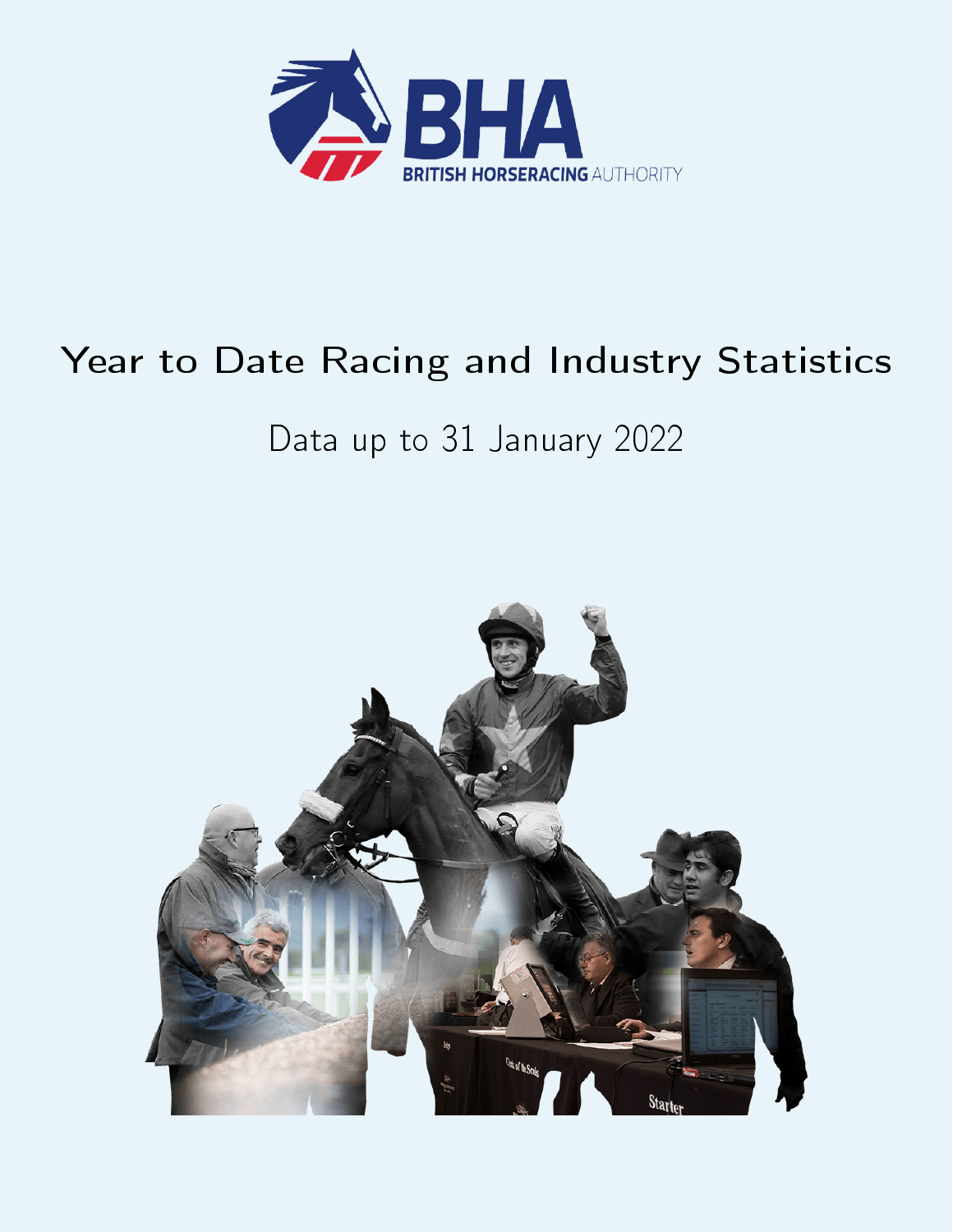BHA

BRITISH HORSERACING AUTHORITY

# Year to Date Racing and Industry Statistics

## Data up to 31 January 2022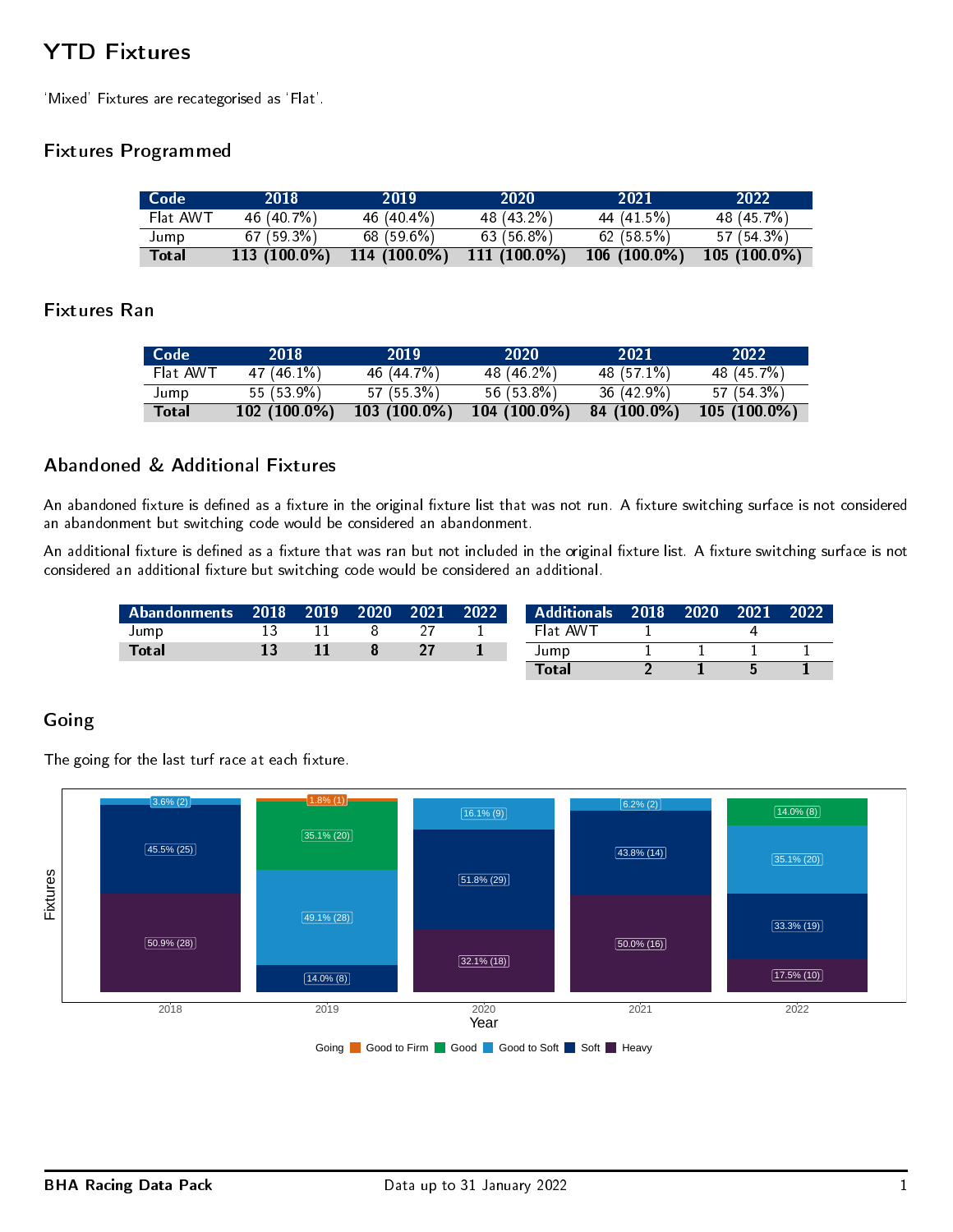# YTD Fixtures

'Mixed' Fixtures are recategorised as 'Flat'.

## Fixtures Programmed

| Code | 2018 | 2019 | 2020 | 2021 | 2022 |
|---|---|---|---|---|---|
| Flat AWT | 46 (40.7%) | 46 (40.4%) | 48 (43.2%) | 44 (41.5%) | 48 (45.7%) |
| Jump | 67 (59.3%) | 68 (59.6%) | 63 (56.8%) | 62 (58.5%) | 57 (54.3%) |
| **Total** | **113 (100.0%)** | **114 (100.0%)** | **111 (100.0%)** | **106 (100.0%)** | **105 (100.0%)** |

## Fixtures Ran

| Code | 2018 | 2019 | 2020 | 2021 | 2022 |
|---|---|---|---|---|---|
| Flat AWT | 47 (46.1%) | 46 (44.7%) | 48 (46.2%) | 48 (57.1%) | 48 (45.7%) |
| Jump | 55 (53.9%) | 57 (55.3%) | 56 (53.8%) | 36 (42.9%) | 57 (54.3%) |
| **Total** | **102 (100.0%)** | **103 (100.0%)** | **104 (100.0%)** | **84 (100.0%)** | **105 (100.0%)** |

## Abandoned & Additional Fixtures

An abandoned fixture is defined as a fixture in the original fixture list that was not run. A fixture switching surface is not considered an abandonment but switching code would be considered an abandonment.

An additional fixture is defined as a fixture that was ran but not included in the original fixture list. A fixture switching surface is not considered an additional fixture but switching code would be considered an additional.

| Abandonments | 2018 | 2019 | 2020 | 2021 | 2022 |
|---|---|---|---|---|---|
| Jump | 13 | 11 | 8 | 27 | 1 |
| **Total** | **13** | **11** | **8** | **27** | **1** |

| Additionals | 2018 | 2020 | 2021 | 2022 |
|---|---|---|---|---|
| Flat AWT | 1 | | 4 | |
| Jump | 1 | 1 | 1 | 1 |
| **Total** | **2** | **1** | **5** | **1** |

## Going

The going for the last turf race at each fixture.

| Year | Good to Firm | Good | Good to Soft | Soft | Heavy |
|---|---|---|---|---|---|
| 2018 | | | 3.6% (2) | 45.5% (25) | 50.9% (28) |
| 2019 | 1.8% (1) | 35.1% (20) | 49.1% (28) | 14.0% (8) | |
| 2020 | | | 16.1% (9) | 51.8% (29) | 32.1% (18) |
| 2021 | | | 6.2% (2) | 43.8% (14) | 50.0% (16) |
| 2022 | | 14.0% (8) | 35.1% (20) | 33.3% (19) | 17.5% (10) |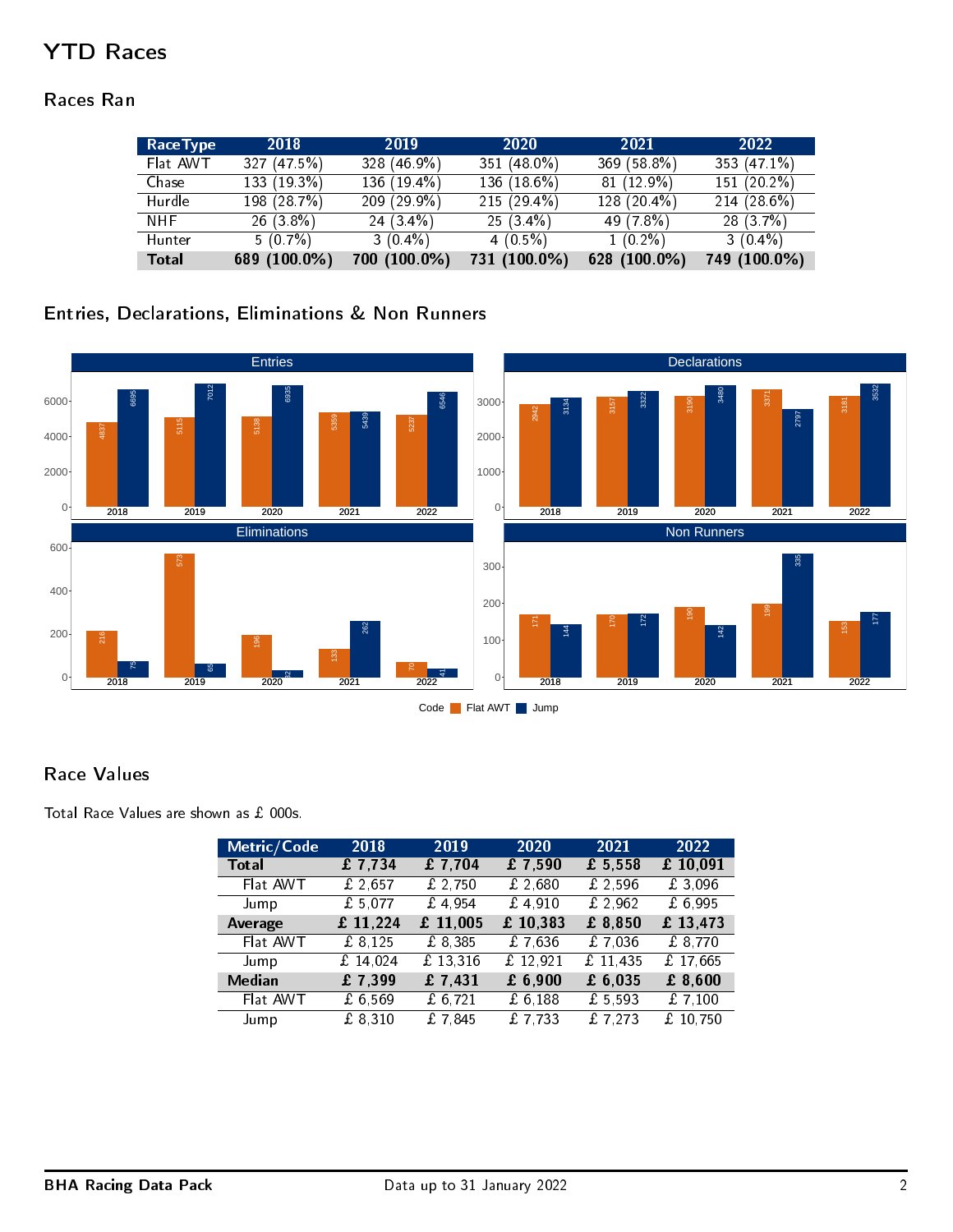# YTD Races

## Races Ran

| Race Type | 2018 | 2019 | 2020 | 2021 | 2022 |
|---|---|---|---|---|---|
| Flat AWT | 327 (47.5%) | 328 (46.9%) | 351 (48.0%) | 369 (58.8%) | 353 (47.1%) |
| Chase | 133 (19.3%) | 136 (19.4%) | 136 (18.6%) | 81 (12.9%) | 151 (20.2%) |
| Hurdle | 198 (28.7%) | 209 (29.9%) | 215 (29.4%) | 128 (20.4%) | 214 (28.6%) |
| NHF | 26 (3.8%) | 24 (3.4%) | 25 (3.4%) | 49 (7.8%) | 28 (3.7%) |
| Hunter | 5 (0.7%) | 3 (0.4%) | 4 (0.5%) | 1 (0.2%) | 3 (0.4%) |
| **Total** | **689 (100.0%)** | **700 (100.0%)** | **731 (100.0%)** | **628 (100.0%)** | **749 (100.0%)** |

## Entries, Declarations, Eliminations & Non Runners

| Metric | Code | 2018 | 2019 | 2020 | 2021 | 2022 |
|---|---|---|---|---|---|---|
| Entries | Flat AWT | 4837 | 5115 | 5138 | 5359 | 5237 |
| Entries | Jump | 6695 | 7012 | 6935 | 5439 | 6546 |
| Declarations | Flat AWT | 2942 | 3157 | 3190 | 3371 | 3181 |
| Declarations | Jump | 3134 | 3322 | 3480 | 2797 | 3532 |
| Eliminations | Flat AWT | 216 | 573 | 196 | 133 | 70 |
| Eliminations | Jump | 75 | 65 | 32 | 262 | 41 |
| Non Runners | Flat AWT | 171 | 170 | 190 | 199 | 153 |
| Non Runners | Jump | 144 | 172 | 142 | 335 | 177 |

## Race Values

Total Race Values are shown as £ 000s.

| Metric/Code | 2018 | 2019 | 2020 | 2021 | 2022 |
|---|---|---|---|---|---|
| **Total** | **£ 7,734** | **£ 7,704** | **£ 7,590** | **£ 5,558** | **£ 10,091** |
| Flat AWT | £ 2,657 | £ 2,750 | £ 2,680 | £ 2,596 | £ 3,096 |
| Jump | £ 5,077 | £ 4,954 | £ 4,910 | £ 2,962 | £ 6,995 |
| **Average** | **£ 11,224** | **£ 11,005** | **£ 10,383** | **£ 8,850** | **£ 13,473** |
| Flat AWT | £ 8,125 | £ 8,385 | £ 7,636 | £ 7,036 | £ 8,770 |
| Jump | £ 14,024 | £ 13,316 | £ 12,921 | £ 11,435 | £ 17,665 |
| **Median** | **£ 7,399** | **£ 7,431** | **£ 6,900** | **£ 6,035** | **£ 8,600** |
| Flat AWT | £ 6,569 | £ 6,721 | £ 6,188 | £ 5,593 | £ 7,100 |
| Jump | £ 8,310 | £ 7,845 | £ 7,733 | £ 7,273 | £ 10,750 |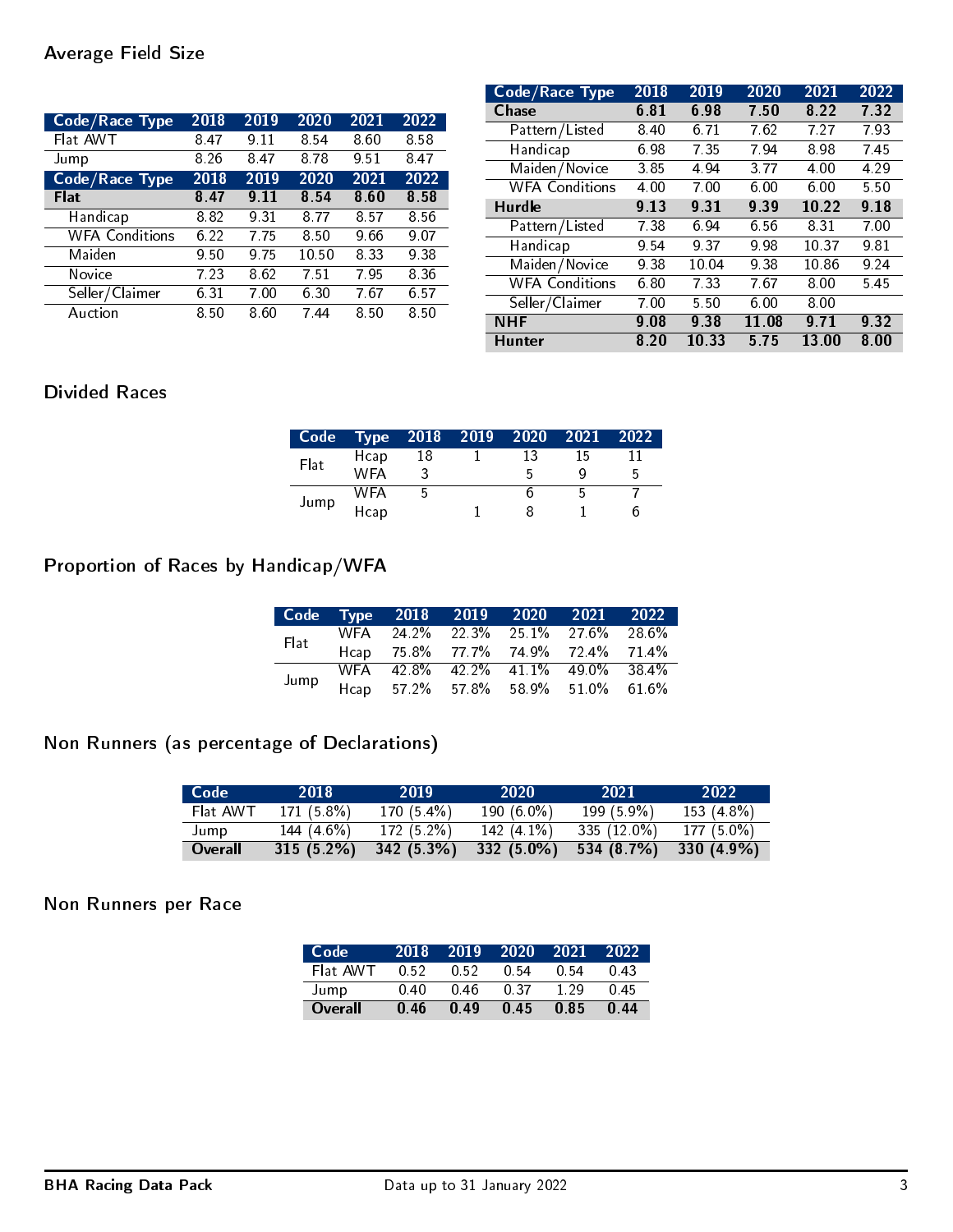## Average Field Size

| Code/Race Type | 2018 | 2019 | 2020 | 2021 | 2022 |
|---|---|---|---|---|---|
| Flat AWT | 8.47 | 9.11 | 8.54 | 8.60 | 8.58 |
| Jump | 8.26 | 8.47 | 8.78 | 9.51 | 8.47 |

| Code/Race Type | 2018 | 2019 | 2020 | 2021 | 2022 |
|---|---|---|---|---|---|
| **Flat** | **8.47** | **9.11** | **8.54** | **8.60** | **8.58** |
| Handicap | 8.82 | 9.31 | 8.77 | 8.57 | 8.56 |
| WFA Conditions | 6.22 | 7.75 | 8.50 | 9.66 | 9.07 |
| Maiden | 9.50 | 9.75 | 10.50 | 8.33 | 9.38 |
| Novice | 7.23 | 8.62 | 7.51 | 7.95 | 8.36 |
| Seller/Claimer | 6.31 | 7.00 | 6.30 | 7.67 | 6.57 |
| Auction | 8.50 | 8.60 | 7.44 | 8.50 | 8.50 |

| Code/Race Type | 2018 | 2019 | 2020 | 2021 | 2022 |
|---|---|---|---|---|---|
| **Chase** | **6.81** | **6.98** | **7.50** | **8.22** | **7.32** |
| Pattern/Listed | 8.40 | 6.71 | 7.62 | 7.27 | 7.93 |
| Handicap | 6.98 | 7.35 | 7.94 | 8.98 | 7.45 |
| Maiden/Novice | 3.85 | 4.94 | 3.77 | 4.00 | 4.29 |
| WFA Conditions | 4.00 | 7.00 | 6.00 | 6.00 | 5.50 |
| **Hurdle** | **9.13** | **9.31** | **9.39** | **10.22** | **9.18** |
| Pattern/Listed | 7.38 | 6.94 | 6.56 | 8.31 | 7.00 |
| Handicap | 9.54 | 9.37 | 9.98 | 10.37 | 9.81 |
| Maiden/Novice | 9.38 | 10.04 | 9.38 | 10.86 | 9.24 |
| WFA Conditions | 6.80 | 7.33 | 7.67 | 8.00 | 5.45 |
| Seller/Claimer | 7.00 | 5.50 | 6.00 | 8.00 | |
| **NHF** | **9.08** | **9.38** | **11.08** | **9.71** | **9.32** |
| **Hunter** | **8.20** | **10.33** | **5.75** | **13.00** | **8.00** |

## Divided Races

| Code | Type | 2018 | 2019 | 2020 | 2021 | 2022 |
|---|---|---|---|---|---|---|
| Flat | Hcap | 18 | 1 | 13 | 15 | 11 |
| | WFA | 3 | | 5 | 9 | 5 |
| Jump | WFA | 5 | | 6 | 5 | 7 |
| | Hcap | | 1 | 8 | 1 | 6 |

## Proportion of Races by Handicap/WFA

| Code | Type | 2018 | 2019 | 2020 | 2021 | 2022 |
|---|---|---|---|---|---|---|
| Flat | WFA | 24.2% | 22.3% | 25.1% | 27.6% | 28.6% |
| | Hcap | 75.8% | 77.7% | 74.9% | 72.4% | 71.4% |
| Jump | WFA | 42.8% | 42.2% | 41.1% | 49.0% | 38.4% |
| | Hcap | 57.2% | 57.8% | 58.9% | 51.0% | 61.6% |

## Non Runners (as percentage of Declarations)

| Code | 2018 | 2019 | 2020 | 2021 | 2022 |
|---|---|---|---|---|---|
| Flat AWT | 171 (5.8%) | 170 (5.4%) | 190 (6.0%) | 199 (5.9%) | 153 (4.8%) |
| Jump | 144 (4.6%) | 172 (5.2%) | 142 (4.1%) | 335 (12.0%) | 177 (5.0%) |
| **Overall** | **315 (5.2%)** | **342 (5.3%)** | **332 (5.0%)** | **534 (8.7%)** | **330 (4.9%)** |

## Non Runners per Race

| Code | 2018 | 2019 | 2020 | 2021 | 2022 |
|---|---|---|---|---|---|
| Flat AWT | 0.52 | 0.52 | 0.54 | 0.54 | 0.43 |
| Jump | 0.40 | 0.46 | 0.37 | 1.29 | 0.45 |
| **Overall** | **0.46** | **0.49** | **0.45** | **0.85** | **0.44** |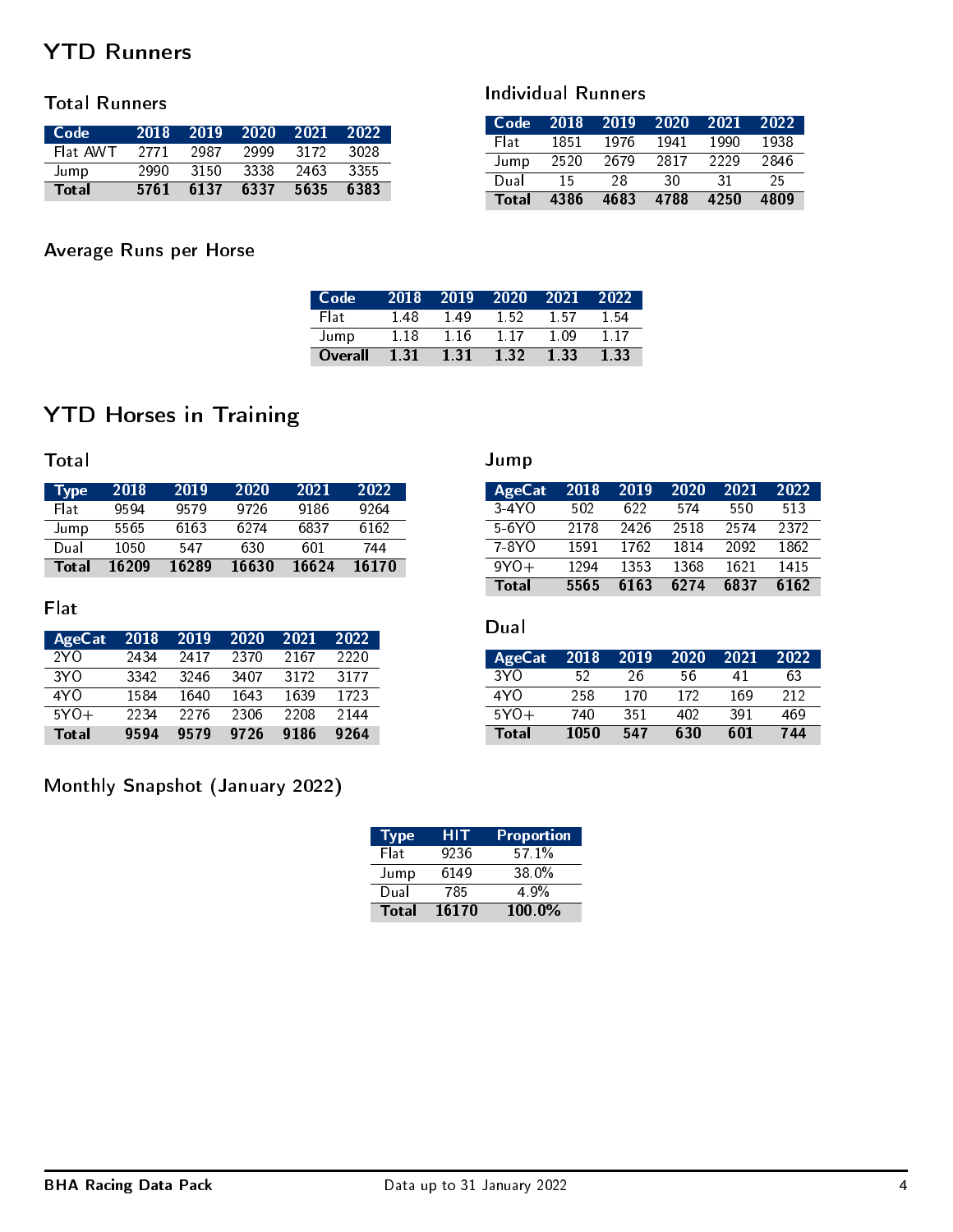# YTD Runners

## Total Runners

| Code | 2018 | 2019 | 2020 | 2021 | 2022 |
|---|---|---|---|---|---|
| Flat AWT | 2771 | 2987 | 2999 | 3172 | 3028 |
| Jump | 2990 | 3150 | 3338 | 2463 | 3355 |
| **Total** | **5761** | **6137** | **6337** | **5635** | **6383** |

## Individual Runners

| Code | 2018 | 2019 | 2020 | 2021 | 2022 |
|---|---|---|---|---|---|
| Flat | 1851 | 1976 | 1941 | 1990 | 1938 |
| Jump | 2520 | 2679 | 2817 | 2229 | 2846 |
| Dual | 15 | 28 | 30 | 31 | 25 |
| **Total** | **4386** | **4683** | **4788** | **4250** | **4809** |

## Average Runs per Horse

| Code | 2018 | 2019 | 2020 | 2021 | 2022 |
|---|---|---|---|---|---|
| Flat | 1.48 | 1.49 | 1.52 | 1.57 | 1.54 |
| Jump | 1.18 | 1.16 | 1.17 | 1.09 | 1.17 |
| **Overall** | **1.31** | **1.31** | **1.32** | **1.33** | **1.33** |

# YTD Horses in Training

## Total

| Type | 2018 | 2019 | 2020 | 2021 | 2022 |
|---|---|---|---|---|---|
| Flat | 9594 | 9579 | 9726 | 9186 | 9264 |
| Jump | 5565 | 6163 | 6274 | 6837 | 6162 |
| Dual | 1050 | 547 | 630 | 601 | 744 |
| **Total** | **16209** | **16289** | **16630** | **16624** | **16170** |

## Flat

| AgeCat | 2018 | 2019 | 2020 | 2021 | 2022 |
|---|---|---|---|---|---|
| 2YO | 2434 | 2417 | 2370 | 2167 | 2220 |
| 3YO | 3342 | 3246 | 3407 | 3172 | 3177 |
| 4YO | 1584 | 1640 | 1643 | 1639 | 1723 |
| 5YO+ | 2234 | 2276 | 2306 | 2208 | 2144 |
| **Total** | **9594** | **9579** | **9726** | **9186** | **9264** |

## Jump

| AgeCat | 2018 | 2019 | 2020 | 2021 | 2022 |
|---|---|---|---|---|---|
| 3-4YO | 502 | 622 | 574 | 550 | 513 |
| 5-6YO | 2178 | 2426 | 2518 | 2574 | 2372 |
| 7-8YO | 1591 | 1762 | 1814 | 2092 | 1862 |
| 9YO+ | 1294 | 1353 | 1368 | 1621 | 1415 |
| **Total** | **5565** | **6163** | **6274** | **6837** | **6162** |

## Dual

| AgeCat | 2018 | 2019 | 2020 | 2021 | 2022 |
|---|---|---|---|---|---|
| 3YO | 52 | 26 | 56 | 41 | 63 |
| 4YO | 258 | 170 | 172 | 169 | 212 |
| 5YO+ | 740 | 351 | 402 | 391 | 469 |
| **Total** | **1050** | **547** | **630** | **601** | **744** |

## Monthly Snapshot (January 2022)

| Type | HIT | Proportion |
|---|---|---|
| Flat | 9236 | 57.1% |
| Jump | 6149 | 38.0% |
| Dual | 785 | 4.9% |
| **Total** | **16170** | **100.0%** |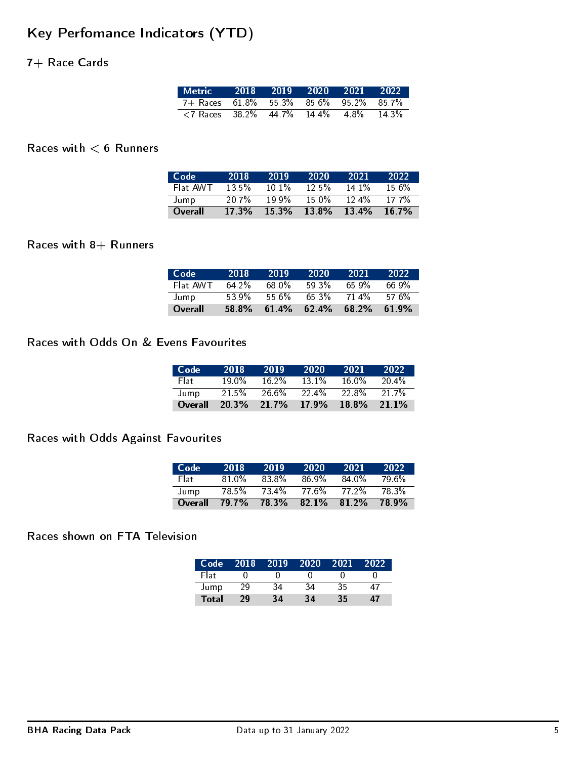# Key Perfomance Indicators (YTD)

## 7+ Race Cards

| Metric | 2018 | 2019 | 2020 | 2021 | 2022 |
|---|---|---|---|---|---|
| 7+ Races | 61.8% | 55.3% | 85.6% | 95.2% | 85.7% |
| <7 Races | 38.2% | 44.7% | 14.4% | 4.8% | 14.3% |

## Races with < 6 Runners

| Code | 2018 | 2019 | 2020 | 2021 | 2022 |
|---|---|---|---|---|---|
| Flat AWT | 13.5% | 10.1% | 12.5% | 14.1% | 15.6% |
| Jump | 20.7% | 19.9% | 15.0% | 12.4% | 17.7% |
| **Overall** | **17.3%** | **15.3%** | **13.8%** | **13.4%** | **16.7%** |

## Races with 8+ Runners

| Code | 2018 | 2019 | 2020 | 2021 | 2022 |
|---|---|---|---|---|---|
| Flat AWT | 64.2% | 68.0% | 59.3% | 65.9% | 66.9% |
| Jump | 53.9% | 55.6% | 65.3% | 71.4% | 57.6% |
| **Overall** | **58.8%** | **61.4%** | **62.4%** | **68.2%** | **61.9%** |

## Races with Odds On & Evens Favourites

| Code | 2018 | 2019 | 2020 | 2021 | 2022 |
|---|---|---|---|---|---|
| Flat | 19.0% | 16.2% | 13.1% | 16.0% | 20.4% |
| Jump | 21.5% | 26.6% | 22.4% | 22.8% | 21.7% |
| **Overall** | **20.3%** | **21.7%** | **17.9%** | **18.8%** | **21.1%** |

## Races with Odds Against Favourites

| Code | 2018 | 2019 | 2020 | 2021 | 2022 |
|---|---|---|---|---|---|
| Flat | 81.0% | 83.8% | 86.9% | 84.0% | 79.6% |
| Jump | 78.5% | 73.4% | 77.6% | 77.2% | 78.3% |
| **Overall** | **79.7%** | **78.3%** | **82.1%** | **81.2%** | **78.9%** |

## Races shown on FTA Television

| Code | 2018 | 2019 | 2020 | 2021 | 2022 |
|---|---|---|---|---|---|
| Flat | 0 | 0 | 0 | 0 | 0 |
| Jump | 29 | 34 | 34 | 35 | 47 |
| **Total** | **29** | **34** | **34** | **35** | **47** |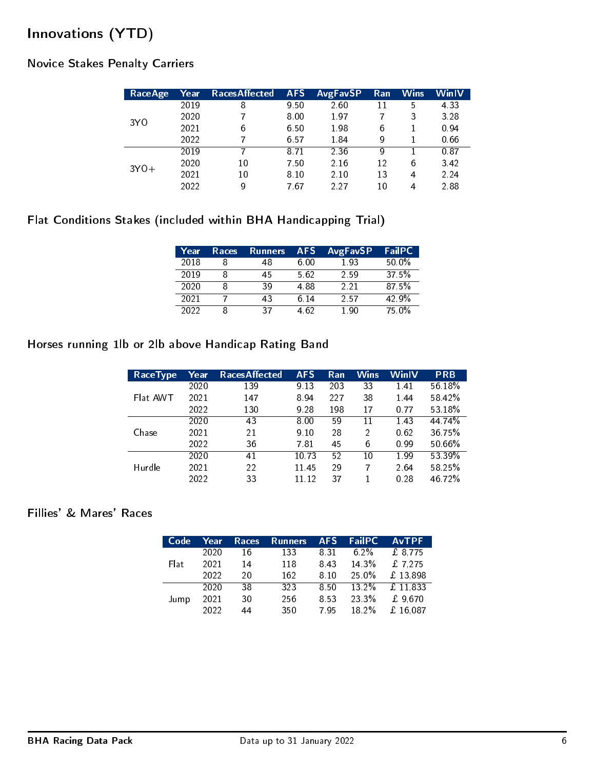# Innovations (YTD)

## Novice Stakes Penalty Carriers

| RaceAge | Year | RacesAffected | AFS | AvgFavSP | Ran | Wins | WinIV |
|---|---|---|---|---|---|---|---|
| 3YO | 2019 | 8 | 9.50 | 2.60 | 11 | 5 | 4.33 |
| | 2020 | 7 | 8.00 | 1.97 | 7 | 3 | 3.28 |
| | 2021 | 6 | 6.50 | 1.98 | 6 | 1 | 0.94 |
| | 2022 | 7 | 6.57 | 1.84 | 9 | 1 | 0.66 |
| 3YO+ | 2019 | 7 | 8.71 | 2.36 | 9 | 1 | 0.87 |
| | 2020 | 10 | 7.50 | 2.16 | 12 | 6 | 3.42 |
| | 2021 | 10 | 8.10 | 2.10 | 13 | 4 | 2.24 |
| | 2022 | 9 | 7.67 | 2.27 | 10 | 4 | 2.88 |

## Flat Conditions Stakes (included within BHA Handicapping Trial)

| Year | Races | Runners | AFS | AvgFavSP | FailPC |
|---|---|---|---|---|---|
| 2018 | 8 | 48 | 6.00 | 1.93 | 50.0% |
| 2019 | 8 | 45 | 5.62 | 2.59 | 37.5% |
| 2020 | 8 | 39 | 4.88 | 2.21 | 87.5% |
| 2021 | 7 | 43 | 6.14 | 2.57 | 42.9% |
| 2022 | 8 | 37 | 4.62 | 1.90 | 75.0% |

## Horses running 1lb or 2lb above Handicap Rating Band

| RaceType | Year | RacesAffected | AFS | Ran | Wins | WinIV | PRB |
|---|---|---|---|---|---|---|---|
| Flat AWT | 2020 | 139 | 9.13 | 203 | 33 | 1.41 | 56.18% |
| | 2021 | 147 | 8.94 | 227 | 38 | 1.44 | 58.42% |
| | 2022 | 130 | 9.28 | 198 | 17 | 0.77 | 53.18% |
| Chase | 2020 | 43 | 8.00 | 59 | 11 | 1.43 | 44.74% |
| | 2021 | 21 | 9.10 | 28 | 2 | 0.62 | 36.75% |
| | 2022 | 36 | 7.81 | 45 | 6 | 0.99 | 50.66% |
| Hurdle | 2020 | 41 | 10.73 | 52 | 10 | 1.99 | 53.39% |
| | 2021 | 22 | 11.45 | 29 | 7 | 2.64 | 58.25% |
| | 2022 | 33 | 11.12 | 37 | 1 | 0.28 | 46.72% |

## Fillies' & Mares' Races

| Code | Year | Races | Runners | AFS | FailPC | AvTPF |
|---|---|---|---|---|---|---|
| Flat | 2020 | 16 | 133 | 8.31 | 6.2% | £ 8,775 |
| | 2021 | 14 | 118 | 8.43 | 14.3% | £ 7,275 |
| | 2022 | 20 | 162 | 8.10 | 25.0% | £ 13,898 |
| Jump | 2020 | 38 | 323 | 8.50 | 13.2% | £ 11,833 |
| | 2021 | 30 | 256 | 8.53 | 23.3% | £ 9,670 |
| | 2022 | 44 | 350 | 7.95 | 18.2% | £ 16,087 |